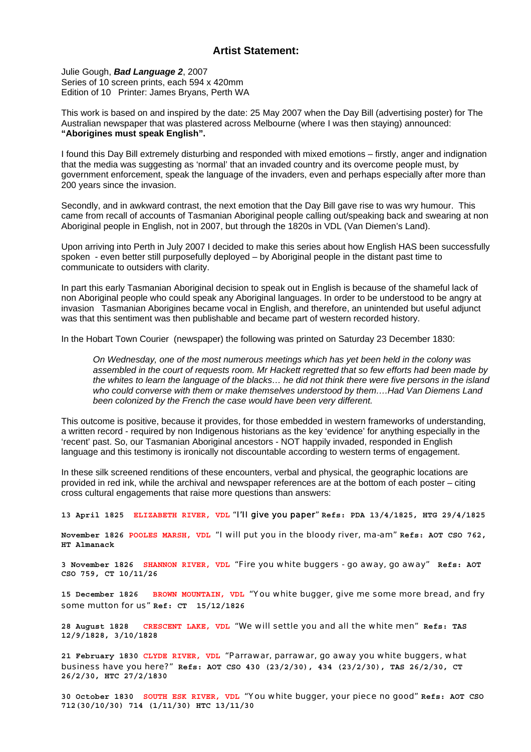## Artist Statement:

Julie Gough, ***Bad Language 2***, 2007
Series of 10 screen prints, each 594 x 420mm
Edition of 10 Printer: James Bryans, Perth WA

This work is based on and inspired by the date: 25 May 2007 when the Day Bill (advertising poster) for The Australian newspaper that was plastered across Melbourne (where I was then staying) announced: **"Aborigines must speak English".**

I found this Day Bill extremely disturbing and responded with mixed emotions – firstly, anger and indignation that the media was suggesting as 'normal' that an invaded country and its overcome people must, by government enforcement, speak the language of the invaders, even and perhaps especially after more than 200 years since the invasion.

Secondly, and in awkward contrast, the next emotion that the Day Bill gave rise to was wry humour. This came from recall of accounts of Tasmanian Aboriginal people calling out/speaking back and swearing at non Aboriginal people in English, not in 2007, but through the 1820s in VDL (Van Diemen's Land).

Upon arriving into Perth in July 2007 I decided to make this series about how English HAS been successfully spoken - even better still purposefully deployed – by Aboriginal people in the distant past time to communicate to outsiders with clarity.

In part this early Tasmanian Aboriginal decision to speak out in English is because of the shameful lack of non Aboriginal people who could speak any Aboriginal languages. In order to be understood to be angry at invasion Tasmanian Aborigines became vocal in English, and therefore, an unintended but useful adjunct was that this sentiment was then publishable and became part of western recorded history.

In the Hobart Town Courier (newspaper) the following was printed on Saturday 23 December 1830:

> *On Wednesday, one of the most numerous meetings which has yet been held in the colony was assembled in the court of requests room. Mr Hackett regretted that so few efforts had been made by the whites to learn the language of the blacks… he did not think there were five persons in the island who could converse with them or make themselves understood by them….Had Van Diemens Land been colonized by the French the case would have been very different.*

This outcome is positive, because it provides, for those embedded in western frameworks of understanding, a written record - required by non Indigenous historians as the key 'evidence' for anything especially in the 'recent' past. So, our Tasmanian Aboriginal ancestors - NOT happily invaded, responded in English language and this testimony is ironically not discountable according to western terms of engagement.

In these silk screened renditions of these encounters, verbal and physical, the geographic locations are provided in red ink, while the archival and newspaper references are at the bottom of each poster – citing cross cultural engagements that raise more questions than answers:

**13 April 1825** ELIZABETH RIVER, VDL "I'll give you paper" **Refs: PDA 13/4/1825, HTG 29/4/1825**

**November 1826** POOLES MARSH, VDL "I will put you in the bloody river, ma-am" **Refs: AOT CSO 762, HT Almanack**

**3 November 1826** SHANNON RIVER, VDL "Fire you white buggers - go away, go away" **Refs: AOT CSO 759, CT 10/11/26**

**15 December 1826** BROWN MOUNTAIN, VDL "You white bugger, give me some more bread, and fry some mutton for us" **Ref: CT 15/12/1826**

**28 August 1828** CRESCENT LAKE, VDL "We will settle you and all the white men" **Refs: TAS 12/9/1828, 3/10/1828**

**21 February 1830** CLYDE RIVER, VDL "Parrawar, parrawar, go away you white buggers, what business have you here?" **Refs: AOT CSO 430 (23/2/30), 434 (23/2/30), TAS 26/2/30, CT 26/2/30, HTC 27/2/1830**

**30 October 1830** SOUTH ESK RIVER, VDL "You white bugger, your piece no good" **Refs: AOT CSO 712(30/10/30) 714 (1/11/30) HTC 13/11/30**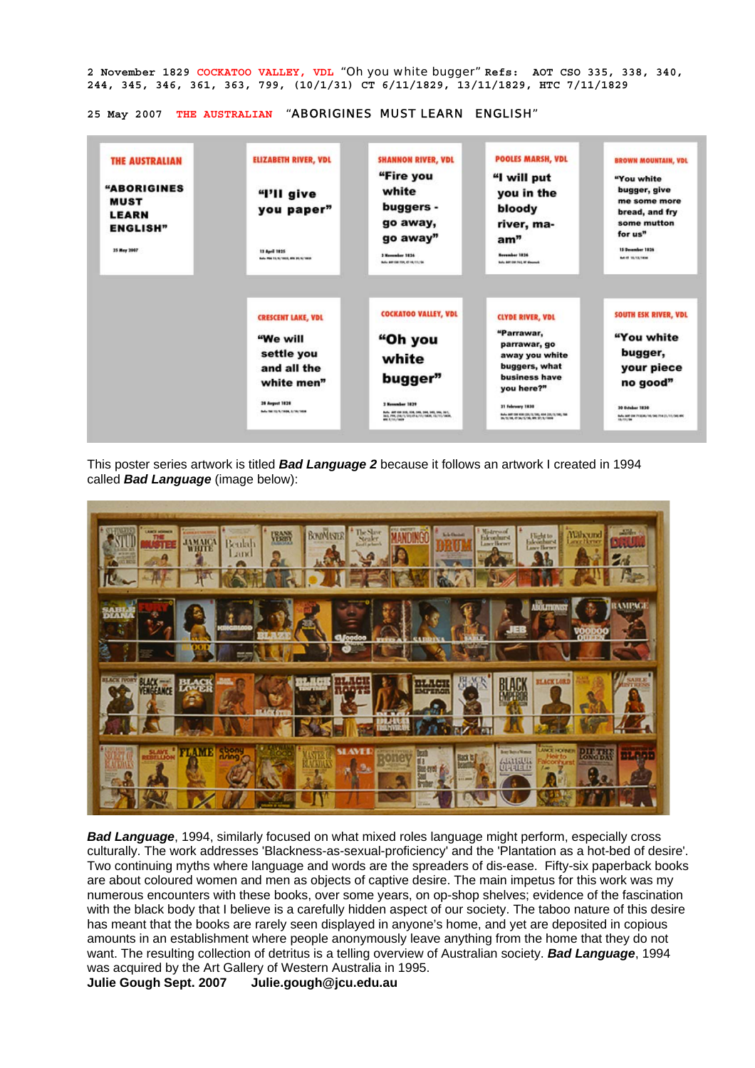2 November 1829 COCKATOO VALLEY, VDL "Oh you white bugger" Refs: AOT CSO 335, 338, 340, 244, 345, 346, 361, 363, 799, (10/1/31) CT 6/11/1829, 13/11/1829, HTC 7/11/1829

25 May 2007 THE AUSTRALIAN "ABORIGINES MUST LEARN ENGLISH"

This poster series artwork is titled ***Bad Language 2*** because it follows an artwork I created in 1994 called ***Bad Language*** (image below):

***Bad Language***, 1994, similarly focused on what mixed roles language might perform, especially cross culturally. The work addresses 'Blackness-as-sexual-proficiency' and the 'Plantation as a hot-bed of desire'. Two continuing myths where language and words are the spreaders of dis-ease. Fifty-six paperback books are about coloured women and men as objects of captive desire. The main impetus for this work was my numerous encounters with these books, over some years, on op-shop shelves; evidence of the fascination with the black body that I believe is a carefully hidden aspect of our society. The taboo nature of this desire has meant that the books are rarely seen displayed in anyone's home, and yet are deposited in copious amounts in an establishment where people anonymously leave anything from the home that they do not want. The resulting collection of detritus is a telling overview of Australian society. ***Bad Language***, 1994 was acquired by the Art Gallery of Western Australia in 1995.

**Julie Gough Sept. 2007 Julie.gough@jcu.edu.au**